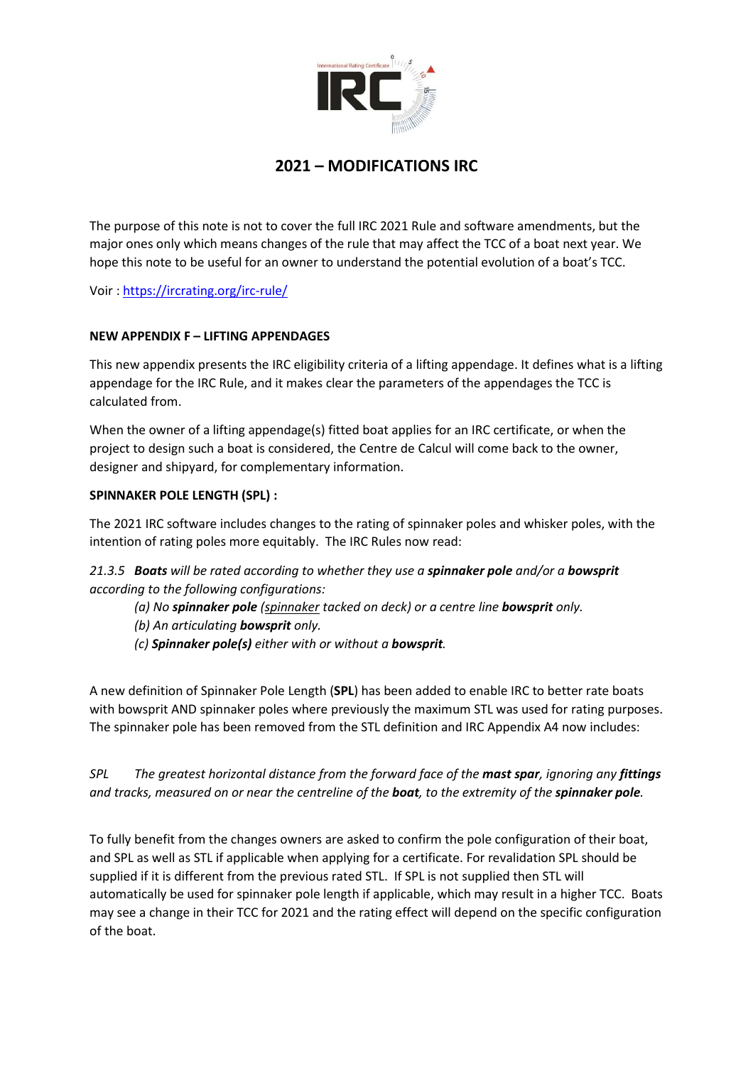# 2021 – MODIFICATIONS IRC

The purpose of this note is not to cover the full IRC 2021 Rule and software amendments, but the major ones only which means changes of the rule that may affect the TCC of a boat next year. We hope this note to be useful for an owner to understand the potential evolution of a boat's TCC.

Voir : https://ircrating.org/irc-rule/

**NEW APPENDIX F – LIFTING APPENDAGES**

This new appendix presents the IRC eligibility criteria of a lifting appendage. It defines what is a lifting appendage for the IRC Rule, and it makes clear the parameters of the appendages the TCC is calculated from.

When the owner of a lifting appendage(s) fitted boat applies for an IRC certificate, or when the project to design such a boat is considered, the Centre de Calcul will come back to the owner, designer and shipyard, for complementary information.

**SPINNAKER POLE LENGTH (SPL) :**

The 2021 IRC software includes changes to the rating of spinnaker poles and whisker poles, with the intention of rating poles more equitably. The IRC Rules now read:

*21.3.5 **Boats** will be rated according to whether they use a **spinnaker pole** and/or a **bowsprit** according to the following configurations:*

- *(a) No **spinnaker pole** (spinnaker tacked on deck) or a centre line **bowsprit** only.*
- *(b) An articulating **bowsprit** only.*
- *(c) **Spinnaker pole(s)** either with or without a **bowsprit**.*

A new definition of Spinnaker Pole Length (**SPL**) has been added to enable IRC to better rate boats with bowsprit AND spinnaker poles where previously the maximum STL was used for rating purposes. The spinnaker pole has been removed from the STL definition and IRC Appendix A4 now includes:

*SPL The greatest horizontal distance from the forward face of the **mast spar**, ignoring any **fittings** and tracks, measured on or near the centreline of the **boat**, to the extremity of the **spinnaker pole**.*

To fully benefit from the changes owners are asked to confirm the pole configuration of their boat, and SPL as well as STL if applicable when applying for a certificate. For revalidation SPL should be supplied if it is different from the previous rated STL. If SPL is not supplied then STL will automatically be used for spinnaker pole length if applicable, which may result in a higher TCC. Boats may see a change in their TCC for 2021 and the rating effect will depend on the specific configuration of the boat.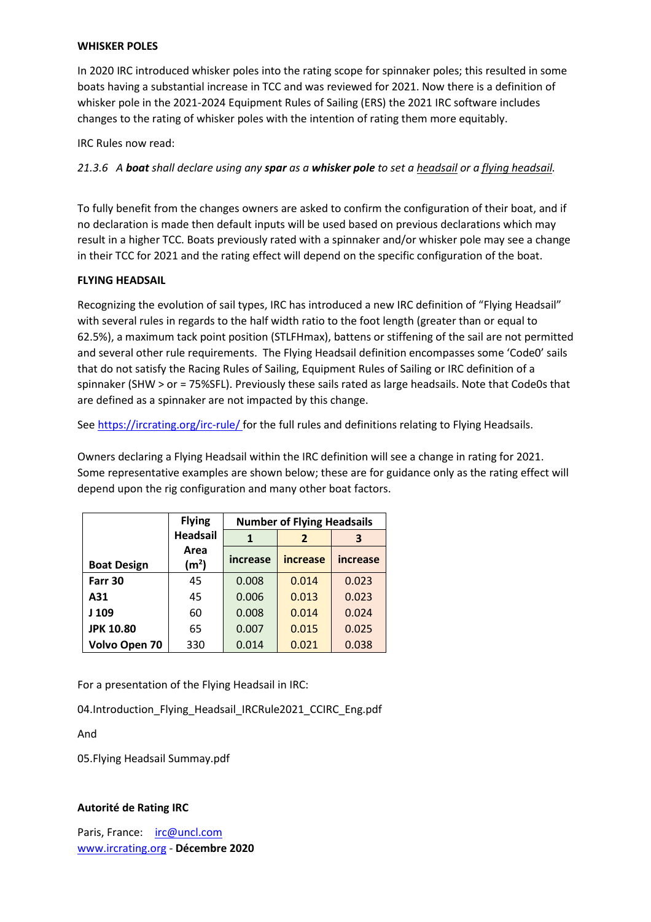**WHISKER POLES**

In 2020 IRC introduced whisker poles into the rating scope for spinnaker poles; this resulted in some boats having a substantial increase in TCC and was reviewed for 2021. Now there is a definition of whisker pole in the 2021-2024 Equipment Rules of Sailing (ERS) the 2021 IRC software includes changes to the rating of whisker poles with the intention of rating them more equitably.

IRC Rules now read:

*21.3.6 A **boat** shall declare using any **spar** as a **whisker pole** to set a headsail or a flying headsail.*

To fully benefit from the changes owners are asked to confirm the configuration of their boat, and if no declaration is made then default inputs will be used based on previous declarations which may result in a higher TCC. Boats previously rated with a spinnaker and/or whisker pole may see a change in their TCC for 2021 and the rating effect will depend on the specific configuration of the boat.

**FLYING HEADSAIL**

Recognizing the evolution of sail types, IRC has introduced a new IRC definition of "Flying Headsail" with several rules in regards to the half width ratio to the foot length (greater than or equal to 62.5%), a maximum tack point position (STLFHmax), battens or stiffening of the sail are not permitted and several other rule requirements. The Flying Headsail definition encompasses some 'Code0' sails that do not satisfy the Racing Rules of Sailing, Equipment Rules of Sailing or IRC definition of a spinnaker (SHW > or = 75%SFL). Previously these sails rated as large headsails. Note that Code0s that are defined as a spinnaker are not impacted by this change.

See https://ircrating.org/irc-rule/ for the full rules and definitions relating to Flying Headsails.

Owners declaring a Flying Headsail within the IRC definition will see a change in rating for 2021. Some representative examples are shown below; these are for guidance only as the rating effect will depend upon the rig configuration and many other boat factors.

| | Flying Headsail Area ($m^2$) | Number of Flying Headsails | | |
|---|---|---|---|---|
| | | 1 | 2 | 3 |
| **Boat Design** | | increase | increase | increase |
| **Farr 30** | 45 | 0.008 | 0.014 | 0.023 |
| **A31** | 45 | 0.006 | 0.013 | 0.023 |
| **J 109** | 60 | 0.008 | 0.014 | 0.024 |
| **JPK 10.80** | 65 | 0.007 | 0.015 | 0.025 |
| **Volvo Open 70** | 330 | 0.014 | 0.021 | 0.038 |

For a presentation of the Flying Headsail in IRC:

04.Introduction_Flying_Headsail_IRCRule2021_CCIRC_Eng.pdf

And

05.Flying Headsail Summay.pdf

**Autorité de Rating IRC**

Paris, France: irc@uncl.com
www.ircrating.org - **Décembre 2020**